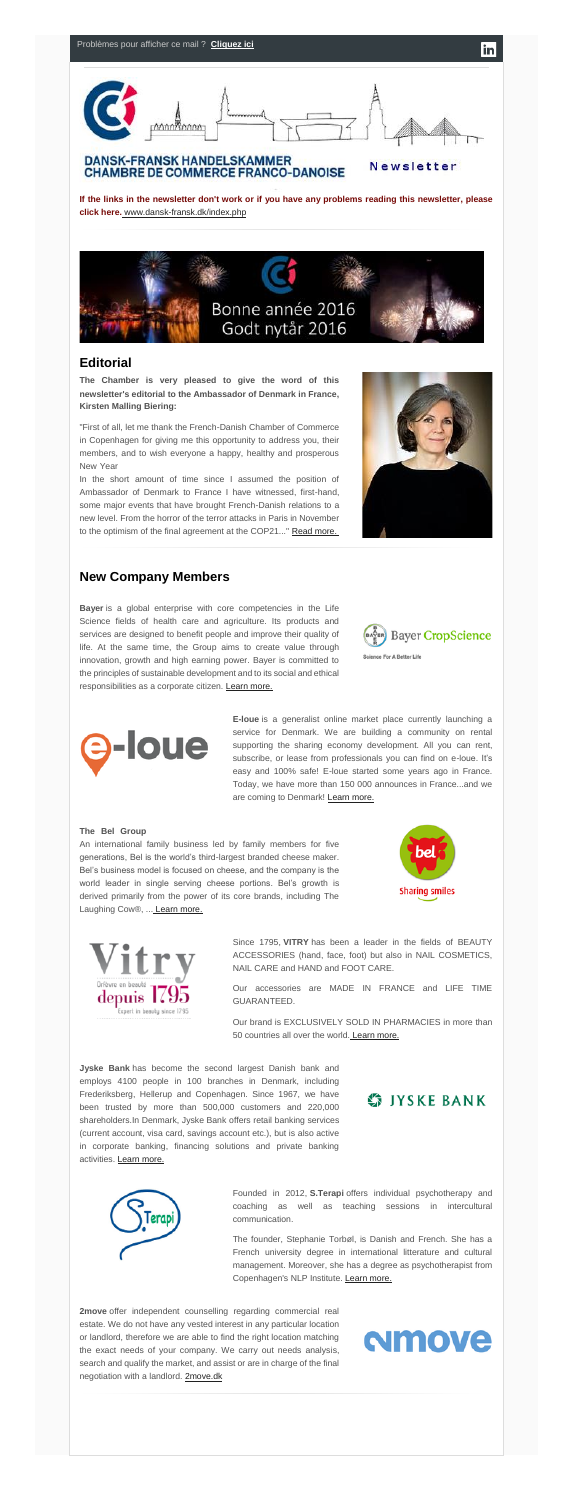Problèmes pour afficher ce mail ? **Cliquez ici**

DANSK-FRANSK HANDELSKAMMER
CHAMBRE DE COMMERCE FRANCO-DANOISE

Newsletter

**If the links in the newsletter don't work or if you have any problems reading this newsletter, please click here.** www.dansk-fransk.dk/index.php

Bonne année 2016
Godt nytår 2016

## Editorial

**The Chamber is very pleased to give the word of this newsletter's editorial to the Ambassador of Denmark in France, Kirsten Malling Biering:**

"First of all, let me thank the French-Danish Chamber of Commerce in Copenhagen for giving me this opportunity to address you, their members, and to wish everyone a happy, healthy and prosperous New Year

In the short amount of time since I assumed the position of Ambassador of Denmark to France I have witnessed, first-hand, some major events that have brought French-Danish relations to a new level. From the horror of the terror attacks in Paris in November to the optimism of the final agreement at the COP21..." Read more.

## New Company Members

**Bayer** is a global enterprise with core competencies in the Life Science fields of health care and agriculture. Its products and services are designed to benefit people and improve their quality of life. At the same time, the Group aims to create value through innovation, growth and high earning power. Bayer is committed to the principles of sustainable development and to its social and ethical responsibilities as a corporate citizen. Learn more.

**E-loue** is a generalist online market place currently launching a service for Denmark. We are building a community on rental supporting the sharing economy development. All you can rent, subscribe, or lease from professionals you can find on e-loue. It's easy and 100% safe! E-loue started some years ago in France. Today, we have more than 150 000 announces in France...and we are coming to Denmark! Learn more.

**The Bel Group**

An international family business led by family members for five generations, Bel is the world's third-largest branded cheese maker. Bel's business model is focused on cheese, and the company is the world leader in single serving cheese portions. Bel's growth is derived primarily from the power of its core brands, including The Laughing Cow®, ... Learn more.

Since 1795, **VITRY** has been a leader in the fields of BEAUTY ACCESSORIES (hand, face, foot) but also in NAIL COSMETICS, NAIL CARE and HAND and FOOT CARE.

Our accessories are MADE IN FRANCE and LIFE TIME GUARANTEED.

Our brand is EXCLUSIVELY SOLD IN PHARMACIES in more than 50 countries all over the world. Learn more.

**Jyske Bank** has become the second largest Danish bank and employs 4100 people in 100 branches in Denmark, including Frederiksberg, Hellerup and Copenhagen. Since 1967, we have been trusted by more than 500,000 customers and 220,000 shareholders.In Denmark, Jyske Bank offers retail banking services (current account, visa card, savings account etc.), but is also active in corporate banking, financing solutions and private banking activities. Learn more.

Founded in 2012, **S.Terapi** offers individual psychotherapy and coaching as well as teaching sessions in intercultural communication.

The founder, Stephanie Torbøl, is Danish and French. She has a French university degree in international litterature and cultural management. Moreover, she has a degree as psychotherapist from Copenhagen's NLP Institute. Learn more.

**2move** offer independent counselling regarding commercial real estate. We do not have any vested interest in any particular location or landlord, therefore we are able to find the right location matching the exact needs of your company. We carry out needs analysis, search and qualify the market, and assist or are in charge of the final negotiation with a landlord. 2move.dk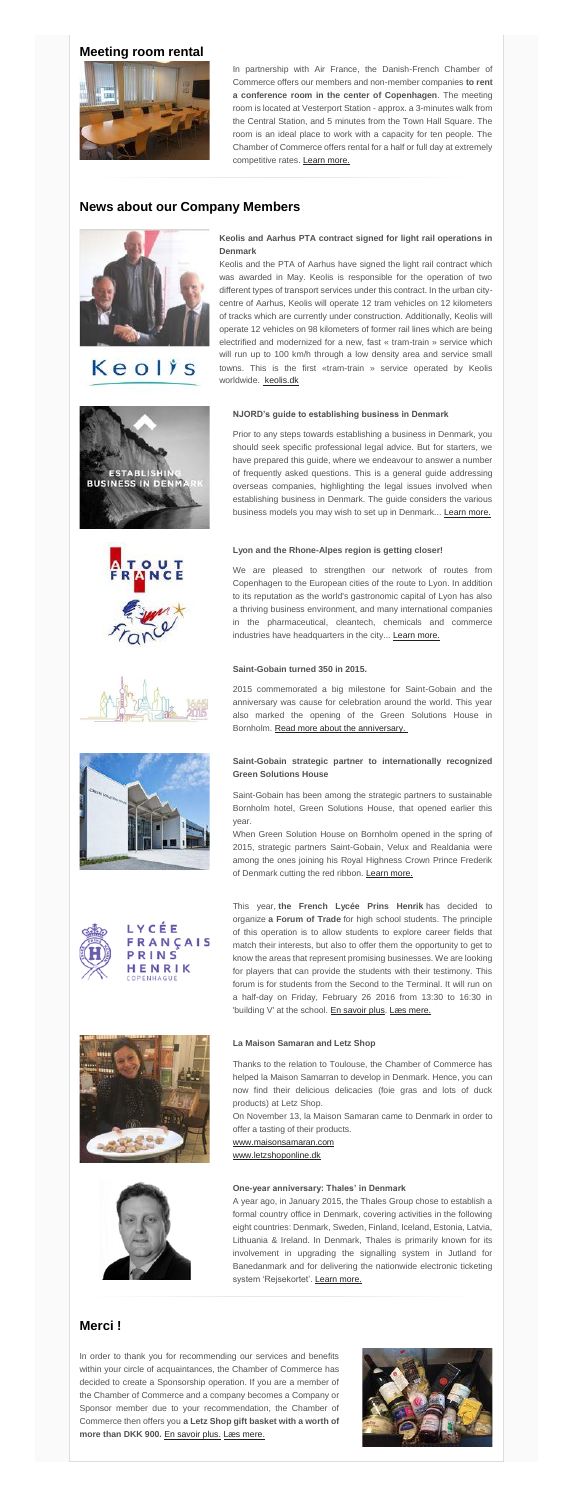## Meeting room rental

In partnership with Air France, the Danish-French Chamber of Commerce offers our members and non-member companies **to rent a conference room in the center of Copenhagen**. The meeting room is located at Vesterport Station - approx. a 3-minutes walk from the Central Station, and 5 minutes from the Town Hall Square. The room is an ideal place to work with a capacity for ten people. The Chamber of Commerce offers rental for a half or full day at extremely competitive rates. Learn more.

## News about our Company Members

### Keolis and Aarhus PTA contract signed for light rail operations in Denmark

Keolis and the PTA of Aarhus have signed the light rail contract which was awarded in May. Keolis is responsible for the operation of two different types of transport services under this contract. In the urban city-centre of Aarhus, Keolis will operate 12 tram vehicles on 12 kilometers of tracks which are currently under construction. Additionally, Keolis will operate 12 vehicles on 98 kilometers of former rail lines which are being electrified and modernized for a new, fast « tram-train » service which will run up to 100 km/h through a low density area and service small towns. This is the first «tram-train » service operated by Keolis worldwide. keolis.dk

### NJORD's guide to establishing business in Denmark

Prior to any steps towards establishing a business in Denmark, you should seek specific professional legal advice. But for starters, we have prepared this guide, where we endeavour to answer a number of frequently asked questions. This is a general guide addressing overseas companies, highlighting the legal issues involved when establishing business in Denmark. The guide considers the various business models you may wish to set up in Denmark... Learn more.

### Lyon and the Rhone-Alpes region is getting closer!

We are pleased to strengthen our network of routes from Copenhagen to the European cities of the route to Lyon. In addition to its reputation as the world's gastronomic capital of Lyon has also a thriving business environment, and many international companies in the pharmaceutical, cleantech, chemicals and commerce industries have headquarters in the city... Learn more.

### Saint-Gobain turned 350 in 2015.

2015 commemorated a big milestone for Saint-Gobain and the anniversary was cause for celebration around the world. This year also marked the opening of the Green Solutions House in Bornholm. Read more about the anniversary.

### Saint-Gobain strategic partner to internationally recognized Green Solutions House

Saint-Gobain has been among the strategic partners to sustainable Bornholm hotel, Green Solutions House, that opened earlier this year.

When Green Solution House on Bornholm opened in the spring of 2015, strategic partners Saint-Gobain, Velux and Realdania were among the ones joining his Royal Highness Crown Prince Frederik of Denmark cutting the red ribbon. Learn more.

This year, **the French Lycée Prins Henrik** has decided to organize **a Forum of Trade** for high school students. The principle of this operation is to allow students to explore career fields that match their interests, but also to offer them the opportunity to get to know the areas that represent promising businesses. We are looking for players that can provide the students with their testimony. This forum is for students from the Second to the Terminal. It will run on a half-day on Friday, February 26 2016 from 13:30 to 16:30 in 'building V' at the school. En savoir plus. Læs mere.

### La Maison Samaran and Letz Shop

Thanks to the relation to Toulouse, the Chamber of Commerce has helped la Maison Samarran to develop in Denmark. Hence, you can now find their delicious delicacies (foie gras and lots of duck products) at Letz Shop.

On November 13, la Maison Samaran came to Denmark in order to offer a tasting of their products.

www.maisonsamaran.com
www.letzshoponline.dk

### One-year anniversary: Thales' in Denmark

A year ago, in January 2015, the Thales Group chose to establish a formal country office in Denmark, covering activities in the following eight countries: Denmark, Sweden, Finland, Iceland, Estonia, Latvia, Lithuania & Ireland. In Denmark, Thales is primarily known for its involvement in upgrading the signalling system in Jutland for Banedanmark and for delivering the nationwide electronic ticketing system 'Rejsekortet'. Learn more.

## Merci !

In order to thank you for recommending our services and benefits within your circle of acquaintances, the Chamber of Commerce has decided to create a Sponsorship operation. If you are a member of the Chamber of Commerce and a company becomes a Company or Sponsor member due to your recommendation, the Chamber of Commerce then offers you **a Letz Shop gift basket with a worth of more than DKK 900.** En savoir plus. Læs mere.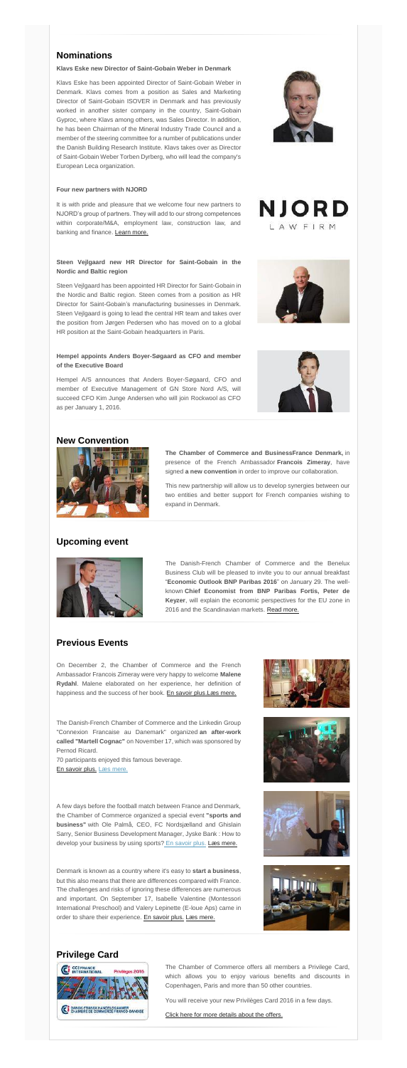## Nominations

**Klavs Eske new Director of Saint-Gobain Weber in Denmark**

Klavs Eske has been appointed Director of Saint-Gobain Weber in Denmark. Klavs comes from a position as Sales and Marketing Director of Saint-Gobain ISOVER in Denmark and has previously worked in another sister company in the country, Saint-Gobain Gyproc, where Klavs among others, was Sales Director. In addition, he has been Chairman of the Mineral Industry Trade Council and a member of the steering committee for a number of publications under the Danish Building Research Institute. Klavs takes over as Director of Saint-Gobain Weber Torben Dyrberg, who will lead the company's European Leca organization.

**Four new partners with NJORD**

It is with pride and pleasure that we welcome four new partners to NJORD's group of partners. They will add to our strong competences within corporate/M&A, employment law, construction law, and banking and finance. Learn more.

**Steen Vejlgaard new HR Director for Saint-Gobain in the Nordic and Baltic region**

Steen Vejlgaard has been appointed HR Director for Saint-Gobain in the Nordic and Baltic region. Steen comes from a position as HR Director for Saint-Gobain's manufacturing businesses in Denmark. Steen Vejlgaard is going to lead the central HR team and takes over the position from Jørgen Pedersen who has moved on to a global HR position at the Saint-Gobain headquarters in Paris.

**Hempel appoints Anders Boyer-Søgaard as CFO and member of the Executive Board**

Hempel A/S announces that Anders Boyer-Søgaard, CFO and member of Executive Management of GN Store Nord A/S, will succeed CFO Kim Junge Andersen who will join Rockwool as CFO as per January 1, 2016.

## New Convention

**The Chamber of Commerce and BusinessFrance Denmark,** in presence of the French Ambassador **Francois Zimeray**, have signed **a new convention** in order to improve our collaboration.

This new partnership will allow us to develop synergies between our two entities and better support for French companies wishing to expand in Denmark.

## Upcoming event

The Danish-French Chamber of Commerce and the Benelux Business Club will be pleased to invite you to our annual breakfast "**Economic Outlook BNP Paribas 2016**" on January 29. The well-known **Chief Economist from BNP Paribas Fortis, Peter de Keyzer**, will explain the economic perspectives for the EU zone in 2016 and the Scandinavian markets. Read more.

## Previous Events

On December 2, the Chamber of Commerce and the French Ambassador Francois Zimeray were very happy to welcome **Malene Rydahl**. Malene elaborated on her experience, her definition of happiness and the success of her book. En savoir plus.Læs mere.

The Danish-French Chamber of Commerce and the Linkedin Group "Connexion Francaise au Danemark" organized **an after-work called "Martell Cognac"** on November 17, which was sponsored by Pernod Ricard.

70 participants enjoyed this famous beverage.

En savoir plus. Læs mere.

A few days before the football match between France and Denmark, the Chamber of Commerce organized a special event **"sports and business"** with Ole Palmå, CEO, FC Nordsjælland and Ghislain Sarry, Senior Business Development Manager, Jyske Bank : How to develop your business by using sports? En savoir plus. Læs mere.

Denmark is known as a country where it's easy to **start a business**, but this also means that there are differences compared with France. The challenges and risks of ignoring these differences are numerous and important. On September 17, Isabelle Valentine (Montessori International Preschool) and Valery Lepinette (E-loue Aps) came in order to share their experience. En savoir plus. Læs mere.

## Privilege Card

The Chamber of Commerce offers all members a Privilege Card, which allows you to enjoy various benefits and discounts in Copenhagen, Paris and more than 50 other countries.

You will receive your new Privilèges Card 2016 in a few days.

Click here for more details about the offers.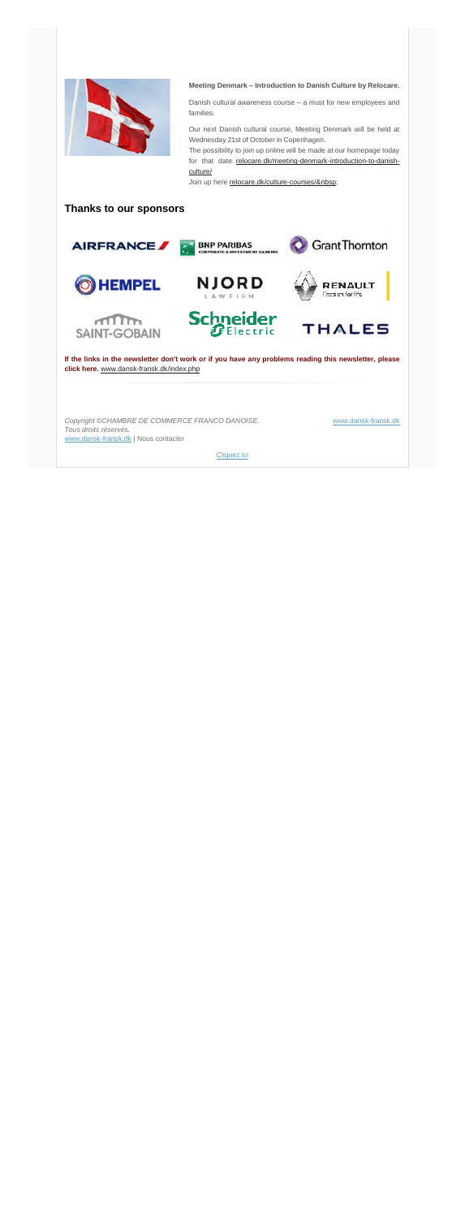**Meeting Denmark – Introduction to Danish Culture by Relocare.**

Danish cultural awareness course – a must for new employees and families.

Our next Danish cultural course, Meeting Denmark will be held at Wednesday 21st of October in Copenhagen.
The possibility to join up online will be made at our homepage today for that date. relocare.dk/meeting-denmark-introduction-to-danish-culture/
Join up here relocare.dk/culture-courses/&nbsp;

## Thanks to our sponsors

AIRFRANCE — BNP PARIBAS CORPORATE & INVESTMENT BANKING — Grant Thornton

HEMPEL — NJORD LAW FIRM — RENAULT Passion for life

SAINT-GOBAIN — Schneider Electric — THALES

**If the links in the newsletter don't work or if you have any problems reading this newsletter, please click here.** www.dansk-fransk.dk/index.php

*Copyright ©CHAMBRE DE COMMERCE FRANCO DANOISE.*
*Tous droits réservés.*
www.dansk-fransk.dk | Nous contacter

www.dansk-fransk.dk

Cliquez ici